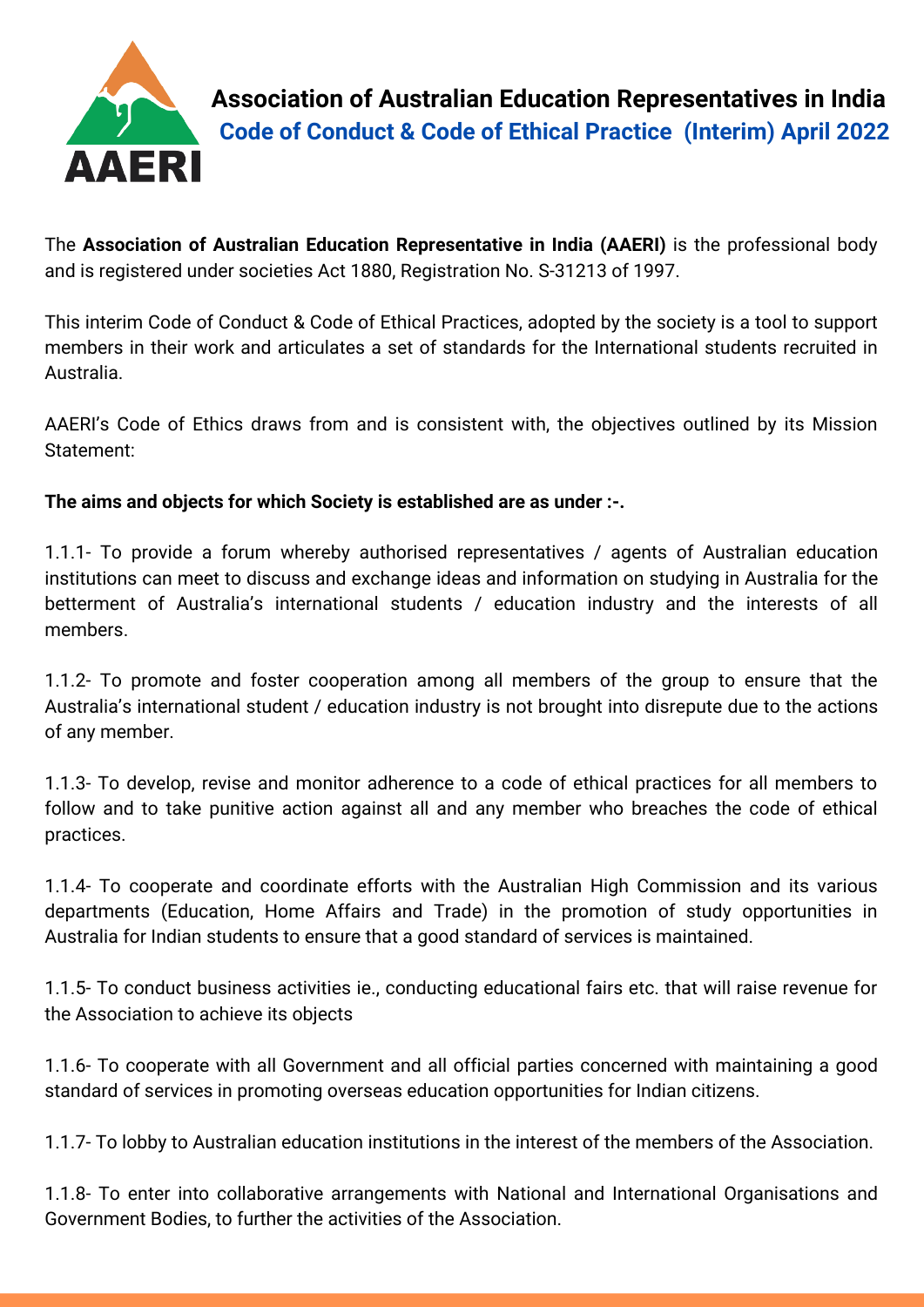# Association of Australian Education Representatives in India

## Code of Conduct & Code of Ethical Practice (Interim) April 2022

The **Association of Australian Education Representative in India (AAERI)** is the professional body and is registered under societies Act 1880, Registration No. S-31213 of 1997.

This interim Code of Conduct & Code of Ethical Practices, adopted by the society is a tool to support members in their work and articulates a set of standards for the International students recruited in Australia.

AAERI's Code of Ethics draws from and is consistent with, the objectives outlined by its Mission Statement:

**The aims and objects for which Society is established are as under :-.**

1.1.1- To provide a forum whereby authorised representatives / agents of Australian education institutions can meet to discuss and exchange ideas and information on studying in Australia for the betterment of Australia's international students / education industry and the interests of all members.

1.1.2- To promote and foster cooperation among all members of the group to ensure that the Australia's international student / education industry is not brought into disrepute due to the actions of any member.

1.1.3- To develop, revise and monitor adherence to a code of ethical practices for all members to follow and to take punitive action against all and any member who breaches the code of ethical practices.

1.1.4- To cooperate and coordinate efforts with the Australian High Commission and its various departments (Education, Home Affairs and Trade) in the promotion of study opportunities in Australia for Indian students to ensure that a good standard of services is maintained.

1.1.5- To conduct business activities ie., conducting educational fairs etc. that will raise revenue for the Association to achieve its objects

1.1.6- To cooperate with all Government and all official parties concerned with maintaining a good standard of services in promoting overseas education opportunities for Indian citizens.

1.1.7- To lobby to Australian education institutions in the interest of the members of the Association.

1.1.8- To enter into collaborative arrangements with National and International Organisations and Government Bodies, to further the activities of the Association.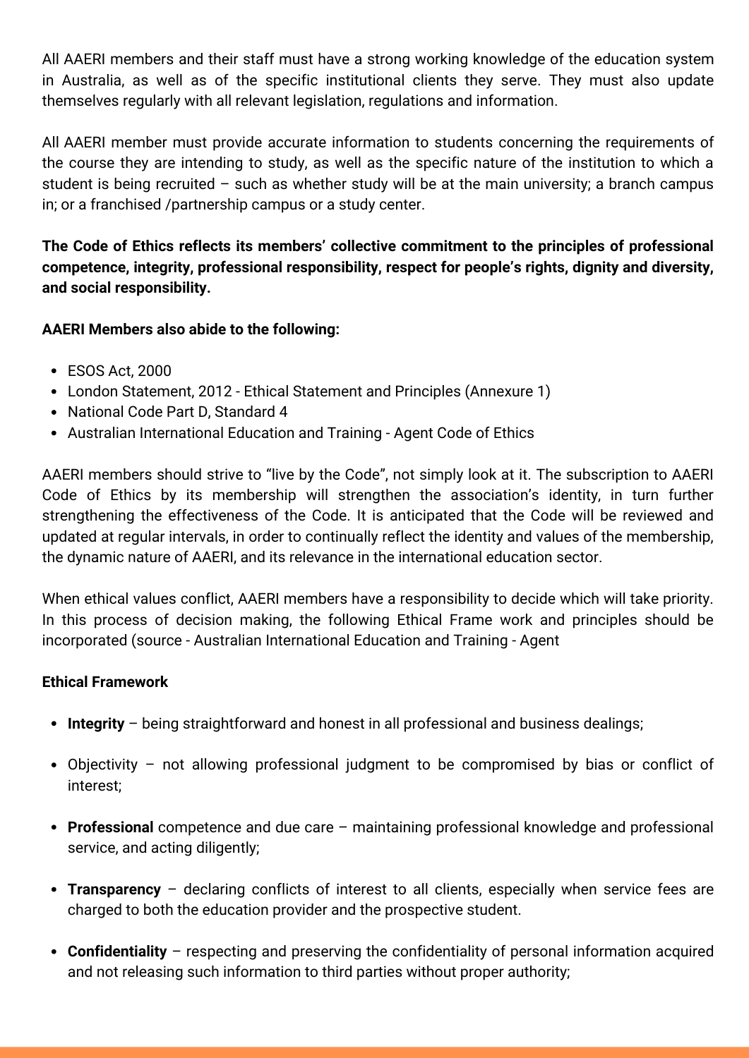All AAERI members and their staff must have a strong working knowledge of the education system in Australia, as well as of the specific institutional clients they serve. They must also update themselves regularly with all relevant legislation, regulations and information.

All AAERI member must provide accurate information to students concerning the requirements of the course they are intending to study, as well as the specific nature of the institution to which a student is being recruited – such as whether study will be at the main university; a branch campus in; or a franchised /partnership campus or a study center.

**The Code of Ethics reflects its members' collective commitment to the principles of professional competence, integrity, professional responsibility, respect for people's rights, dignity and diversity, and social responsibility.**

**AAERI Members also abide to the following:**

- ESOS Act, 2000
- London Statement, 2012 - Ethical Statement and Principles (Annexure 1)
- National Code Part D, Standard 4
- Australian International Education and Training - Agent Code of Ethics

AAERI members should strive to "live by the Code", not simply look at it. The subscription to AAERI Code of Ethics by its membership will strengthen the association's identity, in turn further strengthening the effectiveness of the Code. It is anticipated that the Code will be reviewed and updated at regular intervals, in order to continually reflect the identity and values of the membership, the dynamic nature of AAERI, and its relevance in the international education sector.

When ethical values conflict, AAERI members have a responsibility to decide which will take priority. In this process of decision making, the following Ethical Frame work and principles should be incorporated (source - Australian International Education and Training - Agent

**Ethical Framework**

- **Integrity** – being straightforward and honest in all professional and business dealings;
- Objectivity – not allowing professional judgment to be compromised by bias or conflict of interest;
- **Professional** competence and due care – maintaining professional knowledge and professional service, and acting diligently;
- **Transparency** – declaring conflicts of interest to all clients, especially when service fees are charged to both the education provider and the prospective student.
- **Confidentiality** – respecting and preserving the confidentiality of personal information acquired and not releasing such information to third parties without proper authority;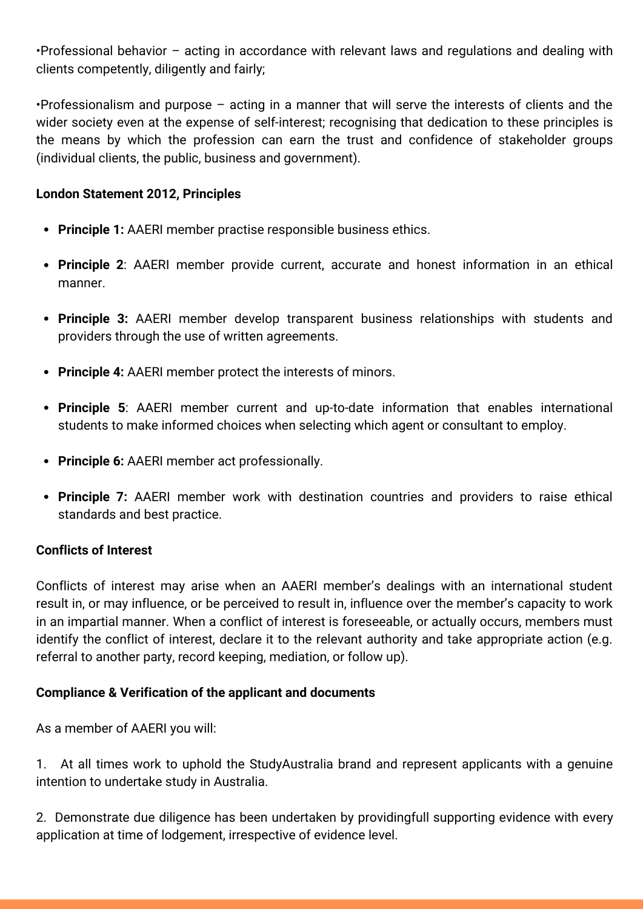•Professional behavior – acting in accordance with relevant laws and regulations and dealing with clients competently, diligently and fairly;

•Professionalism and purpose – acting in a manner that will serve the interests of clients and the wider society even at the expense of self-interest; recognising that dedication to these principles is the means by which the profession can earn the trust and confidence of stakeholder groups (individual clients, the public, business and government).

**London Statement 2012, Principles**

- **Principle 1:** AAERI member practise responsible business ethics.
- **Principle 2**: AAERI member provide current, accurate and honest information in an ethical manner.
- **Principle 3:** AAERI member develop transparent business relationships with students and providers through the use of written agreements.
- **Principle 4:** AAERI member protect the interests of minors.
- **Principle 5**: AAERI member current and up-to-date information that enables international students to make informed choices when selecting which agent or consultant to employ.
- **Principle 6:** AAERI member act professionally.
- **Principle 7:** AAERI member work with destination countries and providers to raise ethical standards and best practice.

**Conflicts of Interest**

Conflicts of interest may arise when an AAERI member's dealings with an international student result in, or may influence, or be perceived to result in, influence over the member's capacity to work in an impartial manner. When a conflict of interest is foreseeable, or actually occurs, members must identify the conflict of interest, declare it to the relevant authority and take appropriate action (e.g. referral to another party, record keeping, mediation, or follow up).

**Compliance & Verification of the applicant and documents**

As a member of AAERI you will:

1. At all times work to uphold the StudyAustralia brand and represent applicants with a genuine intention to undertake study in Australia.

2. Demonstrate due diligence has been undertaken by providingfull supporting evidence with every application at time of lodgement, irrespective of evidence level.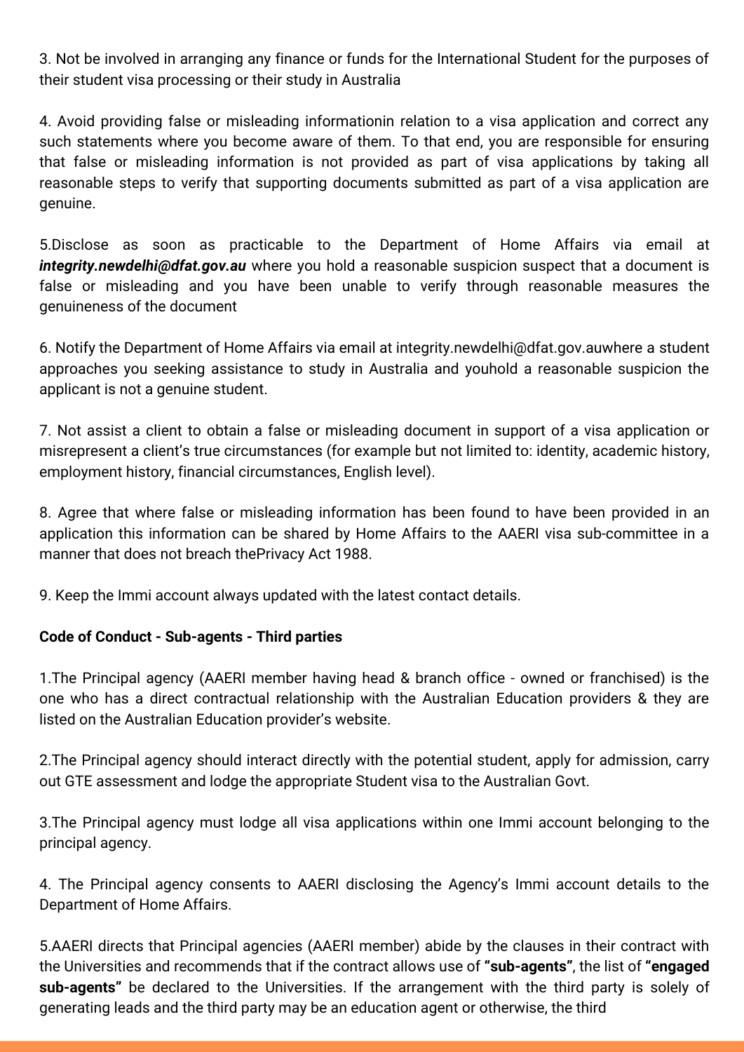3. Not be involved in arranging any finance or funds for the International Student for the purposes of their student visa processing or their study in Australia

4. Avoid providing false or misleading informationin relation to a visa application and correct any such statements where you become aware of them. To that end, you are responsible for ensuring that false or misleading information is not provided as part of visa applications by taking all reasonable steps to verify that supporting documents submitted as part of a visa application are genuine.

5.Disclose as soon as practicable to the Department of Home Affairs via email at ***integrity.newdelhi@dfat.gov.au*** where you hold a reasonable suspicion suspect that a document is false or misleading and you have been unable to verify through reasonable measures the genuineness of the document

6. Notify the Department of Home Affairs via email at integrity.newdelhi@dfat.gov.auwhere a student approaches you seeking assistance to study in Australia and youhold a reasonable suspicion the applicant is not a genuine student.

7. Not assist a client to obtain a false or misleading document in support of a visa application or misrepresent a client's true circumstances (for example but not limited to: identity, academic history, employment history, financial circumstances, English level).

8. Agree that where false or misleading information has been found to have been provided in an application this information can be shared by Home Affairs to the AAERI visa sub-committee in a manner that does not breach thePrivacy Act 1988.

9. Keep the Immi account always updated with the latest contact details.

**Code of Conduct - Sub-agents - Third parties**

1.The Principal agency (AAERI member having head & branch office - owned or franchised) is the one who has a direct contractual relationship with the Australian Education providers & they are listed on the Australian Education provider's website.

2.The Principal agency should interact directly with the potential student, apply for admission, carry out GTE assessment and lodge the appropriate Student visa to the Australian Govt.

3.The Principal agency must lodge all visa applications within one Immi account belonging to the principal agency.

4. The Principal agency consents to AAERI disclosing the Agency's Immi account details to the Department of Home Affairs.

5.AAERI directs that Principal agencies (AAERI member) abide by the clauses in their contract with the Universities and recommends that if the contract allows use of **"sub-agents"**, the list of **"engaged sub-agents"** be declared to the Universities. If the arrangement with the third party is solely of generating leads and the third party may be an education agent or otherwise, the third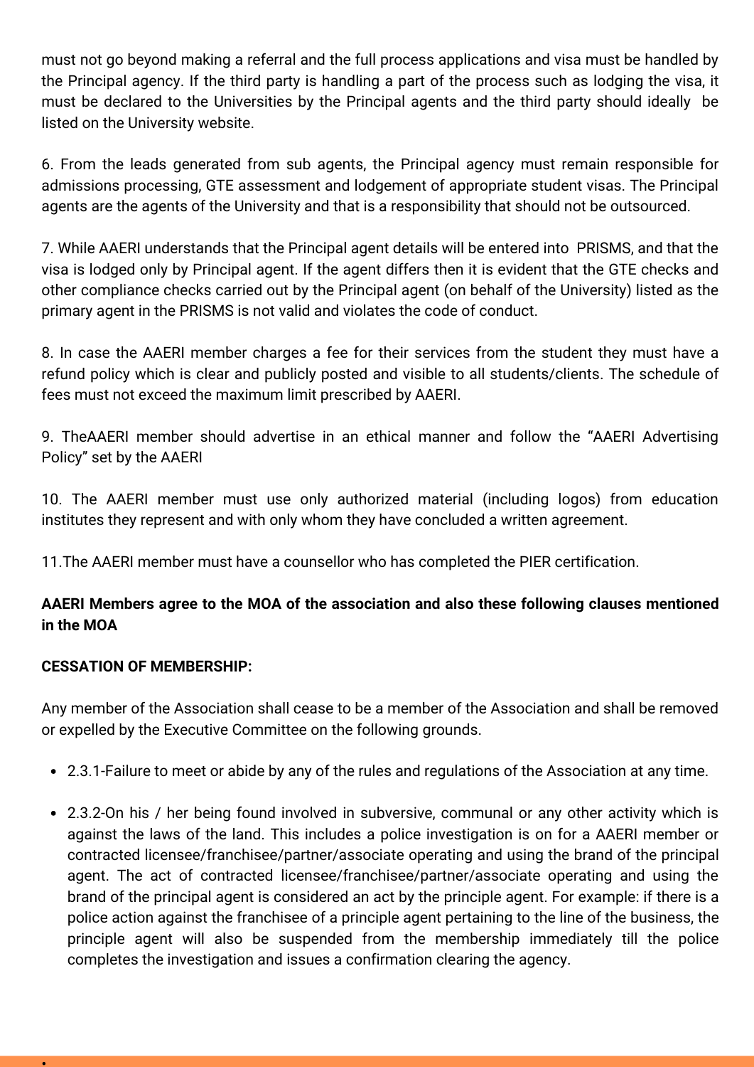must not go beyond making a referral and the full process applications and visa must be handled by the Principal agency. If the third party is handling a part of the process such as lodging the visa, it must be declared to the Universities by the Principal agents and the third party should ideally be listed on the University website.

6. From the leads generated from sub agents, the Principal agency must remain responsible for admissions processing, GTE assessment and lodgement of appropriate student visas. The Principal agents are the agents of the University and that is a responsibility that should not be outsourced.

7. While AAERI understands that the Principal agent details will be entered into PRISMS, and that the visa is lodged only by Principal agent. If the agent differs then it is evident that the GTE checks and other compliance checks carried out by the Principal agent (on behalf of the University) listed as the primary agent in the PRISMS is not valid and violates the code of conduct.

8. In case the AAERI member charges a fee for their services from the student they must have a refund policy which is clear and publicly posted and visible to all students/clients. The schedule of fees must not exceed the maximum limit prescribed by AAERI.

9. TheAAERI member should advertise in an ethical manner and follow the "AAERI Advertising Policy" set by the AAERI

10. The AAERI member must use only authorized material (including logos) from education institutes they represent and with only whom they have concluded a written agreement.

11.The AAERI member must have a counsellor who has completed the PIER certification.

**AAERI Members agree to the MOA of the association and also these following clauses mentioned in the MOA**

**CESSATION OF MEMBERSHIP:**

Any member of the Association shall cease to be a member of the Association and shall be removed or expelled by the Executive Committee on the following grounds.

- 2.3.1-Failure to meet or abide by any of the rules and regulations of the Association at any time.
- 2.3.2-On his / her being found involved in subversive, communal or any other activity which is against the laws of the land. This includes a police investigation is on for a AAERI member or contracted licensee/franchisee/partner/associate operating and using the brand of the principal agent. The act of contracted licensee/franchisee/partner/associate operating and using the brand of the principal agent is considered an act by the principle agent. For example: if there is a police action against the franchisee of a principle agent pertaining to the line of the business, the principle agent will also be suspended from the membership immediately till the police completes the investigation and issues a confirmation clearing the agency.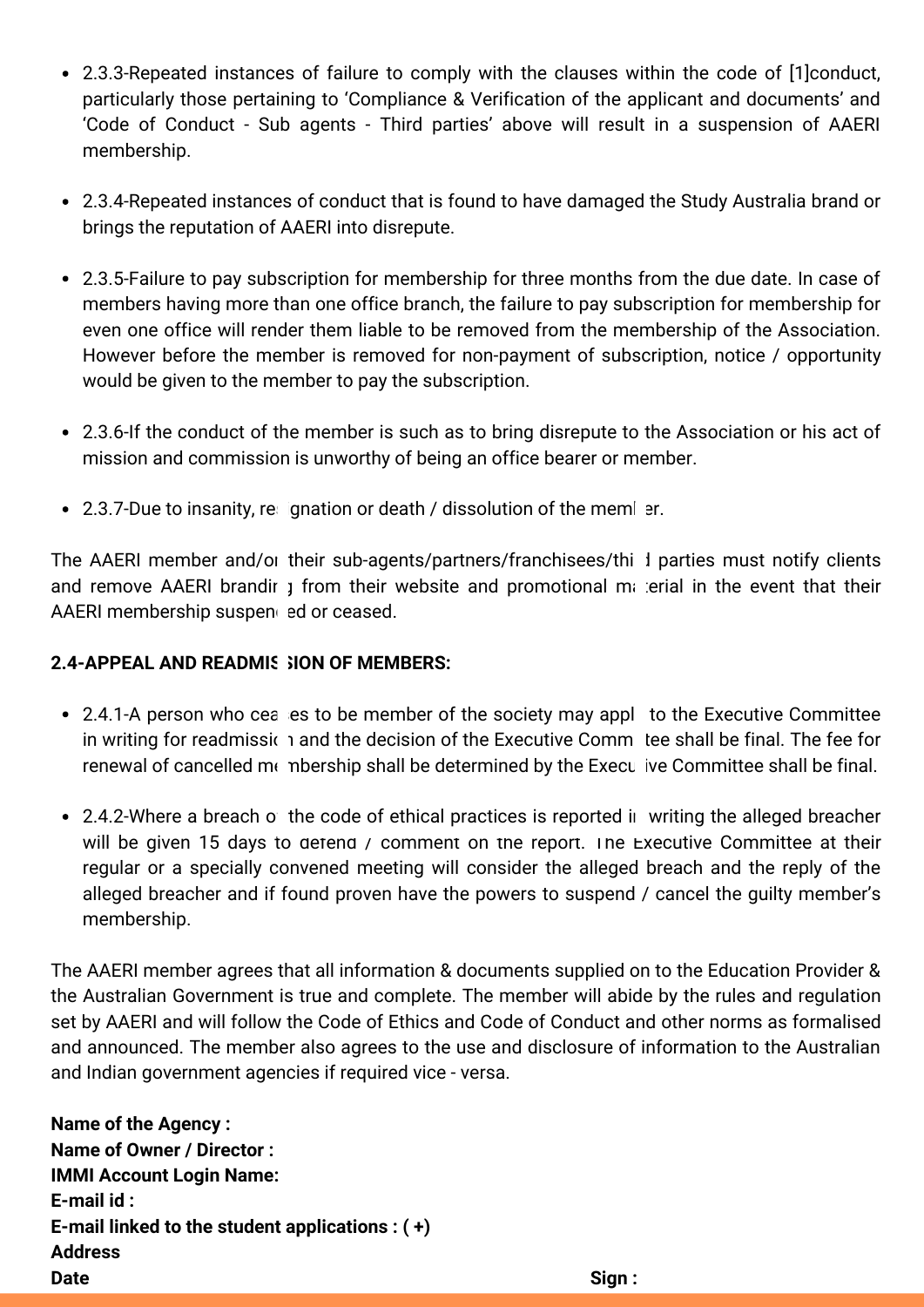- 2.3.3-Repeated instances of failure to comply with the clauses within the code of [1]conduct, particularly those pertaining to 'Compliance & Verification of the applicant and documents' and 'Code of Conduct - Sub agents - Third parties' above will result in a suspension of AAERI membership.

- 2.3.4-Repeated instances of conduct that is found to have damaged the Study Australia brand or brings the reputation of AAERI into disrepute.

- 2.3.5-Failure to pay subscription for membership for three months from the due date. In case of members having more than one office branch, the failure to pay subscription for membership for even one office will render them liable to be removed from the membership of the Association. However before the member is removed for non-payment of subscription, notice / opportunity would be given to the member to pay the subscription.

- 2.3.6-If the conduct of the member is such as to bring disrepute to the Association or his act of mission and commission is unworthy of being an office bearer or member.

- 2.3.7-Due to insanity, resignation or death / dissolution of the member.

The AAERI member and/or their sub-agents/partners/franchisees/third parties must notify clients and remove AAERI branding from their website and promotional material in the event that their AAERI membership suspended or ceased.

**2.4-APPEAL AND READMISSION OF MEMBERS:**

- 2.4.1-A person who ceases to be member of the society may apply to the Executive Committee in writing for readmission and the decision of the Executive Committee shall be final. The fee for renewal of cancelled membership shall be determined by the Executive Committee shall be final.

- 2.4.2-Where a breach of the code of ethical practices is reported in writing the alleged breacher will be given 15 days to defend / comment on the report. The Executive Committee at their regular or a specially convened meeting will consider the alleged breach and the reply of the alleged breacher and if found proven have the powers to suspend / cancel the guilty member's membership.

The AAERI member agrees that all information & documents supplied on to the Education Provider & the Australian Government is true and complete. The member will abide by the rules and regulation set by AAERI and will follow the Code of Ethics and Code of Conduct and other norms as formalised and announced. The member also agrees to the use and disclosure of information to the Australian and Indian government agencies if required vice - versa.

**Name of the Agency :**
**Name of Owner / Director :**
**IMMI Account Login Name:**
**E-mail id :**
**E-mail linked to the student applications : ( +)**
**Address**
**Date** **Sign :**